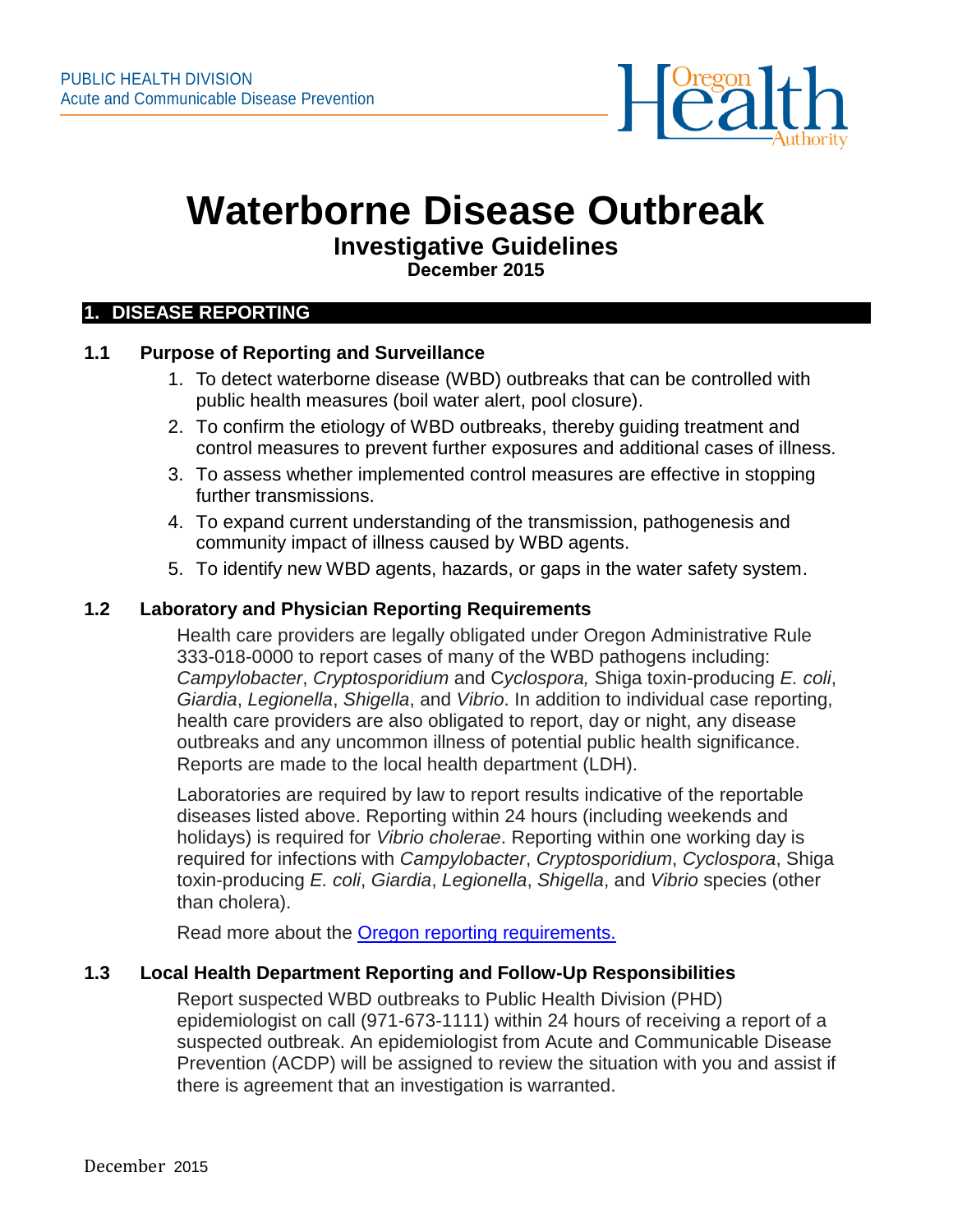PUBLIC HEALTH DIVISION
Acute and Communicable Disease Prevention

# Waterborne Disease Outbreak

## Investigative Guidelines

**December 2015**

## 1. DISEASE REPORTING

### 1.1 Purpose of Reporting and Surveillance

1. To detect waterborne disease (WBD) outbreaks that can be controlled with public health measures (boil water alert, pool closure).
2. To confirm the etiology of WBD outbreaks, thereby guiding treatment and control measures to prevent further exposures and additional cases of illness.
3. To assess whether implemented control measures are effective in stopping further transmissions.
4. To expand current understanding of the transmission, pathogenesis and community impact of illness caused by WBD agents.
5. To identify new WBD agents, hazards, or gaps in the water safety system.

### 1.2 Laboratory and Physician Reporting Requirements

Health care providers are legally obligated under Oregon Administrative Rule 333-018-0000 to report cases of many of the WBD pathogens including: *Campylobacter*, *Cryptosporidium* and *Cyclospora,* Shiga toxin-producing *E. coli*, *Giardia*, *Legionella*, *Shigella*, and *Vibrio*. In addition to individual case reporting, health care providers are also obligated to report, day or night, any disease outbreaks and any uncommon illness of potential public health significance. Reports are made to the local health department (LDH).

Laboratories are required by law to report results indicative of the reportable diseases listed above. Reporting within 24 hours (including weekends and holidays) is required for *Vibrio cholerae*. Reporting within one working day is required for infections with *Campylobacter*, *Cryptosporidium*, *Cyclospora*, Shiga toxin-producing *E. coli*, *Giardia*, *Legionella*, *Shigella*, and *Vibrio* species (other than cholera).

Read more about the [Oregon reporting requirements.]

### 1.3 Local Health Department Reporting and Follow-Up Responsibilities

Report suspected WBD outbreaks to Public Health Division (PHD) epidemiologist on call (971-673-1111) within 24 hours of receiving a report of a suspected outbreak. An epidemiologist from Acute and Communicable Disease Prevention (ACDP) will be assigned to review the situation with you and assist if there is agreement that an investigation is warranted.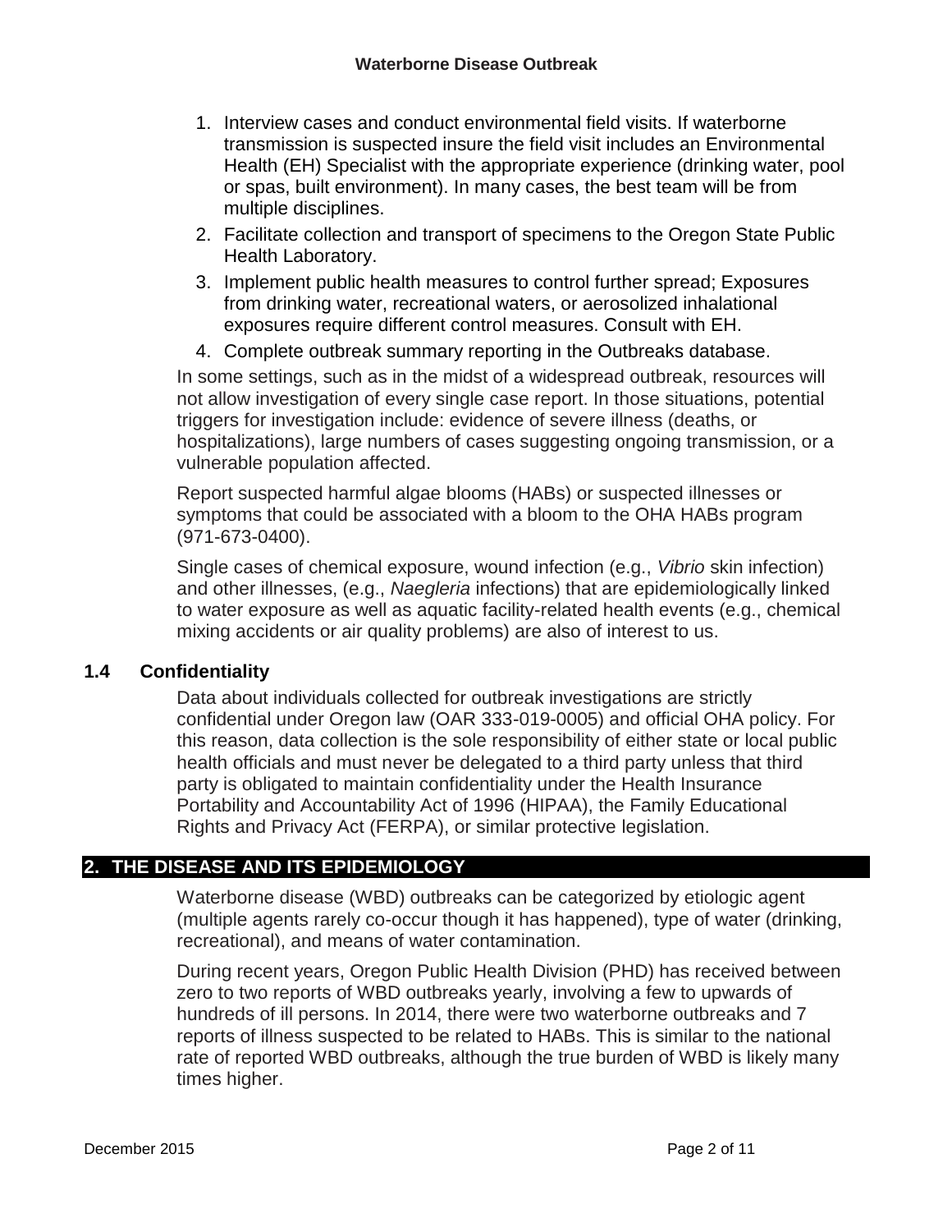1. Interview cases and conduct environmental field visits. If waterborne transmission is suspected insure the field visit includes an Environmental Health (EH) Specialist with the appropriate experience (drinking water, pool or spas, built environment). In many cases, the best team will be from multiple disciplines.
2. Facilitate collection and transport of specimens to the Oregon State Public Health Laboratory.
3. Implement public health measures to control further spread; Exposures from drinking water, recreational waters, or aerosolized inhalational exposures require different control measures. Consult with EH.
4. Complete outbreak summary reporting in the Outbreaks database.

In some settings, such as in the midst of a widespread outbreak, resources will not allow investigation of every single case report. In those situations, potential triggers for investigation include: evidence of severe illness (deaths, or hospitalizations), large numbers of cases suggesting ongoing transmission, or a vulnerable population affected.

Report suspected harmful algae blooms (HABs) or suspected illnesses or symptoms that could be associated with a bloom to the OHA HABs program (971-673-0400).

Single cases of chemical exposure, wound infection (e.g., *Vibrio* skin infection) and other illnesses, (e.g., *Naegleria* infections) that are epidemiologically linked to water exposure as well as aquatic facility-related health events (e.g., chemical mixing accidents or air quality problems) are also of interest to us.

### 1.4 Confidentiality

Data about individuals collected for outbreak investigations are strictly confidential under Oregon law (OAR 333-019-0005) and official OHA policy. For this reason, data collection is the sole responsibility of either state or local public health officials and must never be delegated to a third party unless that third party is obligated to maintain confidentiality under the Health Insurance Portability and Accountability Act of 1996 (HIPAA), the Family Educational Rights and Privacy Act (FERPA), or similar protective legislation.

## 2. THE DISEASE AND ITS EPIDEMIOLOGY

Waterborne disease (WBD) outbreaks can be categorized by etiologic agent (multiple agents rarely co-occur though it has happened), type of water (drinking, recreational), and means of water contamination.

During recent years, Oregon Public Health Division (PHD) has received between zero to two reports of WBD outbreaks yearly, involving a few to upwards of hundreds of ill persons. In 2014, there were two waterborne outbreaks and 7 reports of illness suspected to be related to HABs. This is similar to the national rate of reported WBD outbreaks, although the true burden of WBD is likely many times higher.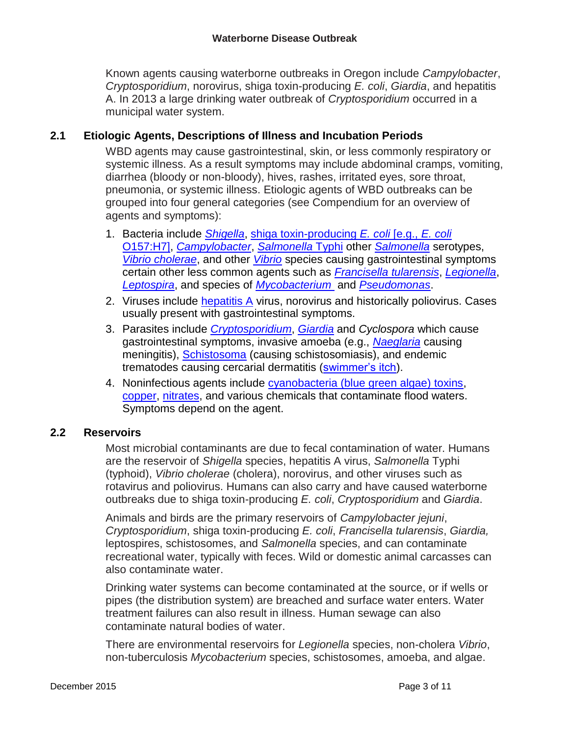Known agents causing waterborne outbreaks in Oregon include *Campylobacter*, *Cryptosporidium*, norovirus, shiga toxin-producing *E. coli*, *Giardia*, and hepatitis A. In 2013 a large drinking water outbreak of *Cryptosporidium* occurred in a municipal water system.

## 2.1 Etiologic Agents, Descriptions of Illness and Incubation Periods

WBD agents may cause gastrointestinal, skin, or less commonly respiratory or systemic illness. As a result symptoms may include abdominal cramps, vomiting, diarrhea (bloody or non-bloody), hives, rashes, irritated eyes, sore throat, pneumonia, or systemic illness. Etiologic agents of WBD outbreaks can be grouped into four general categories (see Compendium for an overview of agents and symptoms):

1. Bacteria include *Shigella*, shiga toxin-producing *E. coli* [e.g., *E. coli* O157:H7], *Campylobacter*, *Salmonella* Typhi other *Salmonella* serotypes, *Vibrio cholerae*, and other *Vibrio* species causing gastrointestinal symptoms certain other less common agents such as *Francisella tularensis*, *Legionella*, *Leptospira*, and species of *Mycobacterium* and *Pseudomonas*.
2. Viruses include hepatitis A virus, norovirus and historically poliovirus. Cases usually present with gastrointestinal symptoms.
3. Parasites include *Cryptosporidium*, *Giardia* and *Cyclospora* which cause gastrointestinal symptoms, invasive amoeba (e.g., *Naeglaria* causing meningitis), Schistosoma (causing schistosomiasis), and endemic trematodes causing cercarial dermatitis (swimmer's itch).
4. Noninfectious agents include cyanobacteria (blue green algae) toxins, copper, nitrates, and various chemicals that contaminate flood waters. Symptoms depend on the agent.

## 2.2 Reservoirs

Most microbial contaminants are due to fecal contamination of water. Humans are the reservoir of *Shigella* species, hepatitis A virus, *Salmonella* Typhi (typhoid), *Vibrio cholerae* (cholera), norovirus, and other viruses such as rotavirus and poliovirus. Humans can also carry and have caused waterborne outbreaks due to shiga toxin-producing *E. coli*, *Cryptosporidium* and *Giardia*.

Animals and birds are the primary reservoirs of *Campylobacter jejuni*, *Cryptosporidium*, shiga toxin-producing *E. coli*, *Francisella tularensis*, *Giardia,* leptospires, schistosomes, and *Salmonella* species, and can contaminate recreational water, typically with feces. Wild or domestic animal carcasses can also contaminate water.

Drinking water systems can become contaminated at the source, or if wells or pipes (the distribution system) are breached and surface water enters. Water treatment failures can also result in illness. Human sewage can also contaminate natural bodies of water.

There are environmental reservoirs for *Legionella* species, non-cholera *Vibrio*, non-tuberculosis *Mycobacterium* species, schistosomes, amoeba, and algae.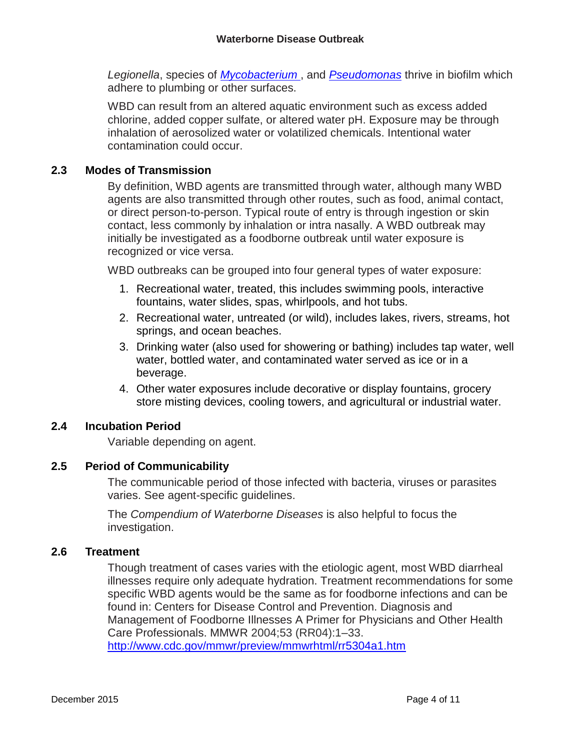*Legionella*, species of [*Mycobacterium*](), and [*Pseudomonas*]() thrive in biofilm which adhere to plumbing or other surfaces.

WBD can result from an altered aquatic environment such as excess added chlorine, added copper sulfate, or altered water pH. Exposure may be through inhalation of aerosolized water or volatilized chemicals. Intentional water contamination could occur.

### 2.3 Modes of Transmission

By definition, WBD agents are transmitted through water, although many WBD agents are also transmitted through other routes, such as food, animal contact, or direct person-to-person. Typical route of entry is through ingestion or skin contact, less commonly by inhalation or intra nasally. A WBD outbreak may initially be investigated as a foodborne outbreak until water exposure is recognized or vice versa.

WBD outbreaks can be grouped into four general types of water exposure:

1. Recreational water, treated, this includes swimming pools, interactive fountains, water slides, spas, whirlpools, and hot tubs.
2. Recreational water, untreated (or wild), includes lakes, rivers, streams, hot springs, and ocean beaches.
3. Drinking water (also used for showering or bathing) includes tap water, well water, bottled water, and contaminated water served as ice or in a beverage.
4. Other water exposures include decorative or display fountains, grocery store misting devices, cooling towers, and agricultural or industrial water.

### 2.4 Incubation Period

Variable depending on agent.

### 2.5 Period of Communicability

The communicable period of those infected with bacteria, viruses or parasites varies. See agent-specific guidelines.

The *Compendium of Waterborne Diseases* is also helpful to focus the investigation.

### 2.6 Treatment

Though treatment of cases varies with the etiologic agent, most WBD diarrheal illnesses require only adequate hydration. Treatment recommendations for some specific WBD agents would be the same as for foodborne infections and can be found in: Centers for Disease Control and Prevention. Diagnosis and Management of Foodborne Illnesses A Primer for Physicians and Other Health Care Professionals. MMWR 2004;53 (RR04):1–33. [http://www.cdc.gov/mmwr/preview/mmwrhtml/rr5304a1.htm](http://www.cdc.gov/mmwr/preview/mmwrhtml/rr5304a1.htm)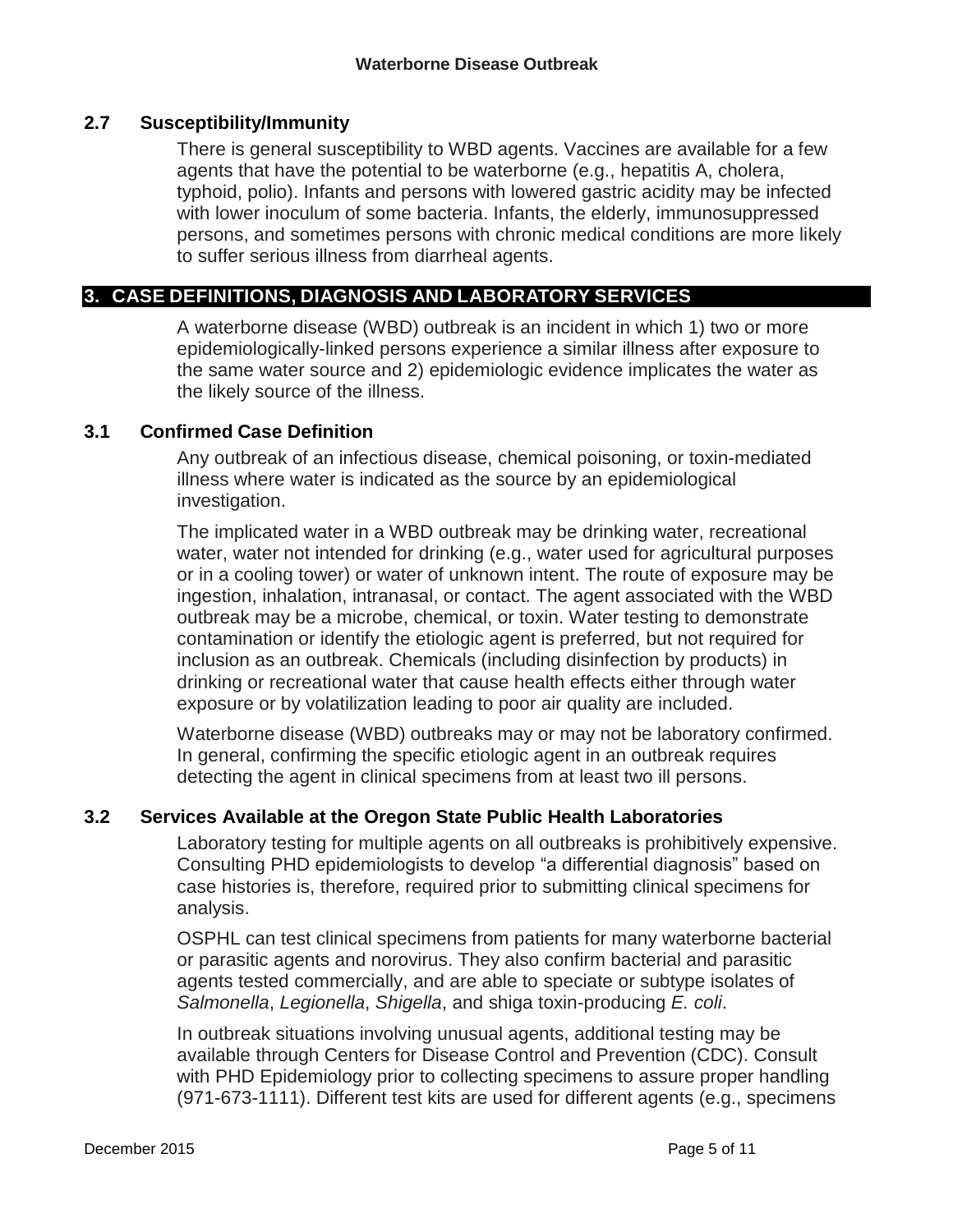### 2.7 Susceptibility/Immunity

There is general susceptibility to WBD agents. Vaccines are available for a few agents that have the potential to be waterborne (e.g., hepatitis A, cholera, typhoid, polio). Infants and persons with lowered gastric acidity may be infected with lower inoculum of some bacteria. Infants, the elderly, immunosuppressed persons, and sometimes persons with chronic medical conditions are more likely to suffer serious illness from diarrheal agents.

## 3. CASE DEFINITIONS, DIAGNOSIS AND LABORATORY SERVICES

A waterborne disease (WBD) outbreak is an incident in which 1) two or more epidemiologically-linked persons experience a similar illness after exposure to the same water source and 2) epidemiologic evidence implicates the water as the likely source of the illness.

### 3.1 Confirmed Case Definition

Any outbreak of an infectious disease, chemical poisoning, or toxin-mediated illness where water is indicated as the source by an epidemiological investigation.

The implicated water in a WBD outbreak may be drinking water, recreational water, water not intended for drinking (e.g., water used for agricultural purposes or in a cooling tower) or water of unknown intent. The route of exposure may be ingestion, inhalation, intranasal, or contact. The agent associated with the WBD outbreak may be a microbe, chemical, or toxin. Water testing to demonstrate contamination or identify the etiologic agent is preferred, but not required for inclusion as an outbreak. Chemicals (including disinfection by products) in drinking or recreational water that cause health effects either through water exposure or by volatilization leading to poor air quality are included.

Waterborne disease (WBD) outbreaks may or may not be laboratory confirmed. In general, confirming the specific etiologic agent in an outbreak requires detecting the agent in clinical specimens from at least two ill persons.

### 3.2 Services Available at the Oregon State Public Health Laboratories

Laboratory testing for multiple agents on all outbreaks is prohibitively expensive. Consulting PHD epidemiologists to develop “a differential diagnosis” based on case histories is, therefore, required prior to submitting clinical specimens for analysis.

OSPHL can test clinical specimens from patients for many waterborne bacterial or parasitic agents and norovirus. They also confirm bacterial and parasitic agents tested commercially, and are able to speciate or subtype isolates of *Salmonella*, *Legionella*, *Shigella*, and shiga toxin-producing *E. coli*.

In outbreak situations involving unusual agents, additional testing may be available through Centers for Disease Control and Prevention (CDC). Consult with PHD Epidemiology prior to collecting specimens to assure proper handling (971-673-1111). Different test kits are used for different agents (e.g., specimens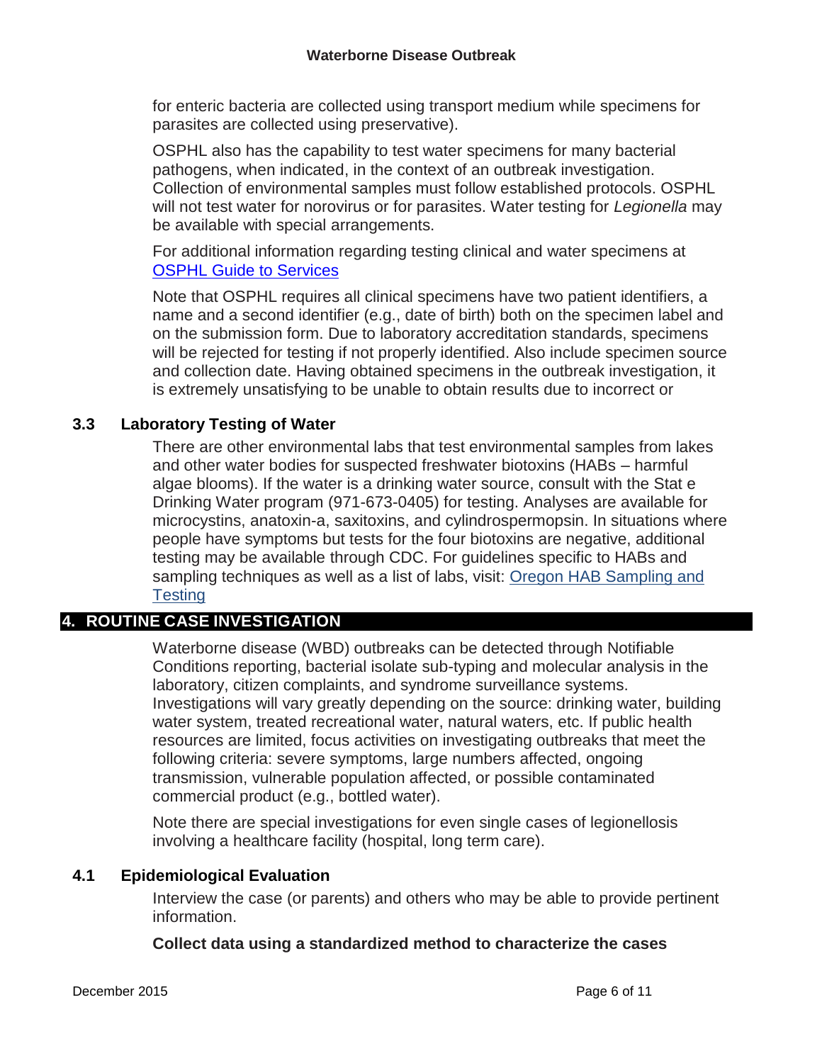for enteric bacteria are collected using transport medium while specimens for parasites are collected using preservative).

OSPHL also has the capability to test water specimens for many bacterial pathogens, when indicated, in the context of an outbreak investigation. Collection of environmental samples must follow established protocols. OSPHL will not test water for norovirus or for parasites. Water testing for *Legionella* may be available with special arrangements.

For additional information regarding testing clinical and water specimens at OSPHL Guide to Services

Note that OSPHL requires all clinical specimens have two patient identifiers, a name and a second identifier (e.g., date of birth) both on the specimen label and on the submission form. Due to laboratory accreditation standards, specimens will be rejected for testing if not properly identified. Also include specimen source and collection date. Having obtained specimens in the outbreak investigation, it is extremely unsatisfying to be unable to obtain results due to incorrect or

### 3.3 Laboratory Testing of Water

There are other environmental labs that test environmental samples from lakes and other water bodies for suspected freshwater biotoxins (HABs – harmful algae blooms). If the water is a drinking water source, consult with the Stat e Drinking Water program (971-673-0405) for testing. Analyses are available for microcystins, anatoxin-a, saxitoxins, and cylindrospermopsin. In situations where people have symptoms but tests for the four biotoxins are negative, additional testing may be available through CDC. For guidelines specific to HABs and sampling techniques as well as a list of labs, visit: Oregon HAB Sampling and Testing

## 4. ROUTINE CASE INVESTIGATION

Waterborne disease (WBD) outbreaks can be detected through Notifiable Conditions reporting, bacterial isolate sub-typing and molecular analysis in the laboratory, citizen complaints, and syndrome surveillance systems. Investigations will vary greatly depending on the source: drinking water, building water system, treated recreational water, natural waters, etc. If public health resources are limited, focus activities on investigating outbreaks that meet the following criteria: severe symptoms, large numbers affected, ongoing transmission, vulnerable population affected, or possible contaminated commercial product (e.g., bottled water).

Note there are special investigations for even single cases of legionellosis involving a healthcare facility (hospital, long term care).

### 4.1 Epidemiological Evaluation

Interview the case (or parents) and others who may be able to provide pertinent information.

**Collect data using a standardized method to characterize the cases**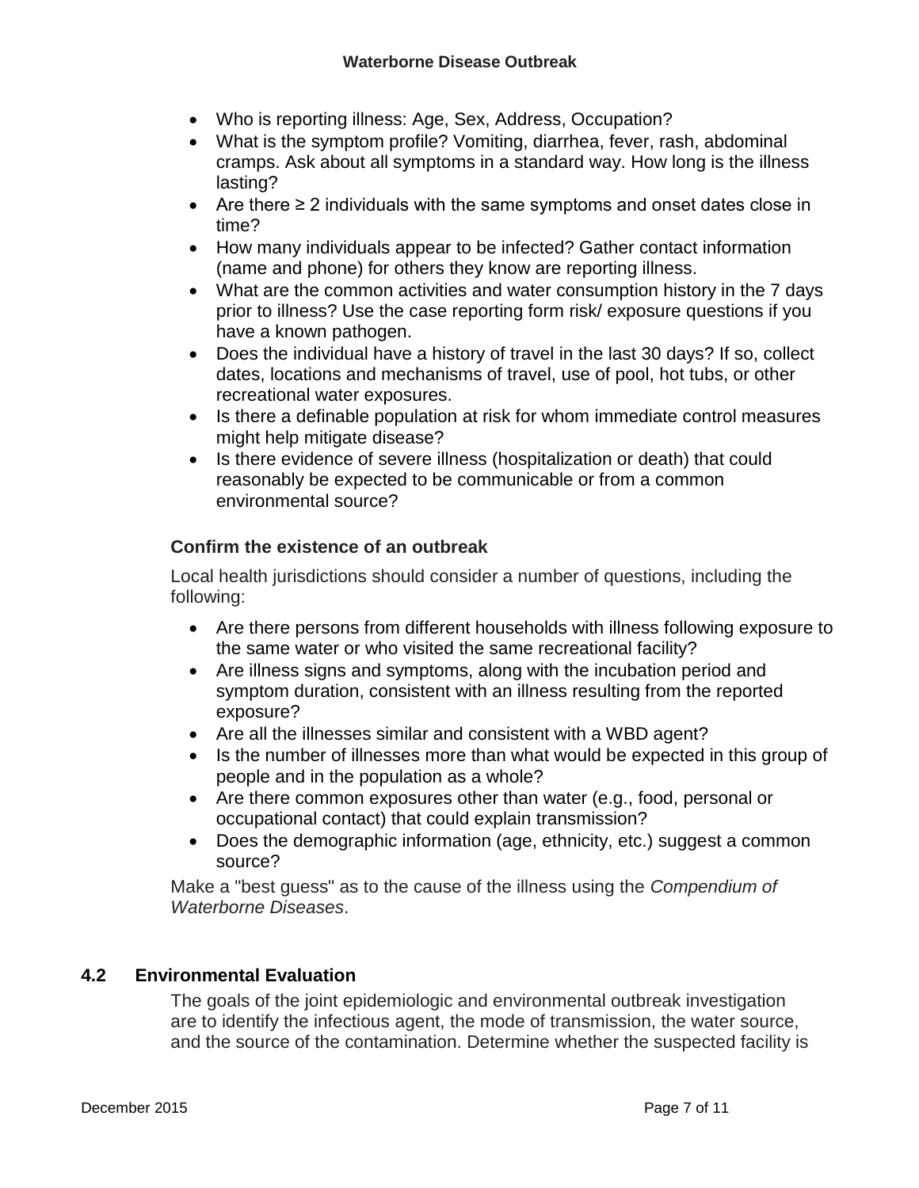- Who is reporting illness: Age, Sex, Address, Occupation?
- What is the symptom profile? Vomiting, diarrhea, fever, rash, abdominal cramps. Ask about all symptoms in a standard way. How long is the illness lasting?
- Are there ≥ 2 individuals with the same symptoms and onset dates close in time?
- How many individuals appear to be infected? Gather contact information (name and phone) for others they know are reporting illness.
- What are the common activities and water consumption history in the 7 days prior to illness? Use the case reporting form risk/ exposure questions if you have a known pathogen.
- Does the individual have a history of travel in the last 30 days? If so, collect dates, locations and mechanisms of travel, use of pool, hot tubs, or other recreational water exposures.
- Is there a definable population at risk for whom immediate control measures might help mitigate disease?
- Is there evidence of severe illness (hospitalization or death) that could reasonably be expected to be communicable or from a common environmental source?

### Confirm the existence of an outbreak

Local health jurisdictions should consider a number of questions, including the following:

- Are there persons from different households with illness following exposure to the same water or who visited the same recreational facility?
- Are illness signs and symptoms, along with the incubation period and symptom duration, consistent with an illness resulting from the reported exposure?
- Are all the illnesses similar and consistent with a WBD agent?
- Is the number of illnesses more than what would be expected in this group of people and in the population as a whole?
- Are there common exposures other than water (e.g., food, personal or occupational contact) that could explain transmission?
- Does the demographic information (age, ethnicity, etc.) suggest a common source?

Make a "best guess" as to the cause of the illness using the *Compendium of Waterborne Diseases*.

## 4.2 Environmental Evaluation

The goals of the joint epidemiologic and environmental outbreak investigation are to identify the infectious agent, the mode of transmission, the water source, and the source of the contamination. Determine whether the suspected facility is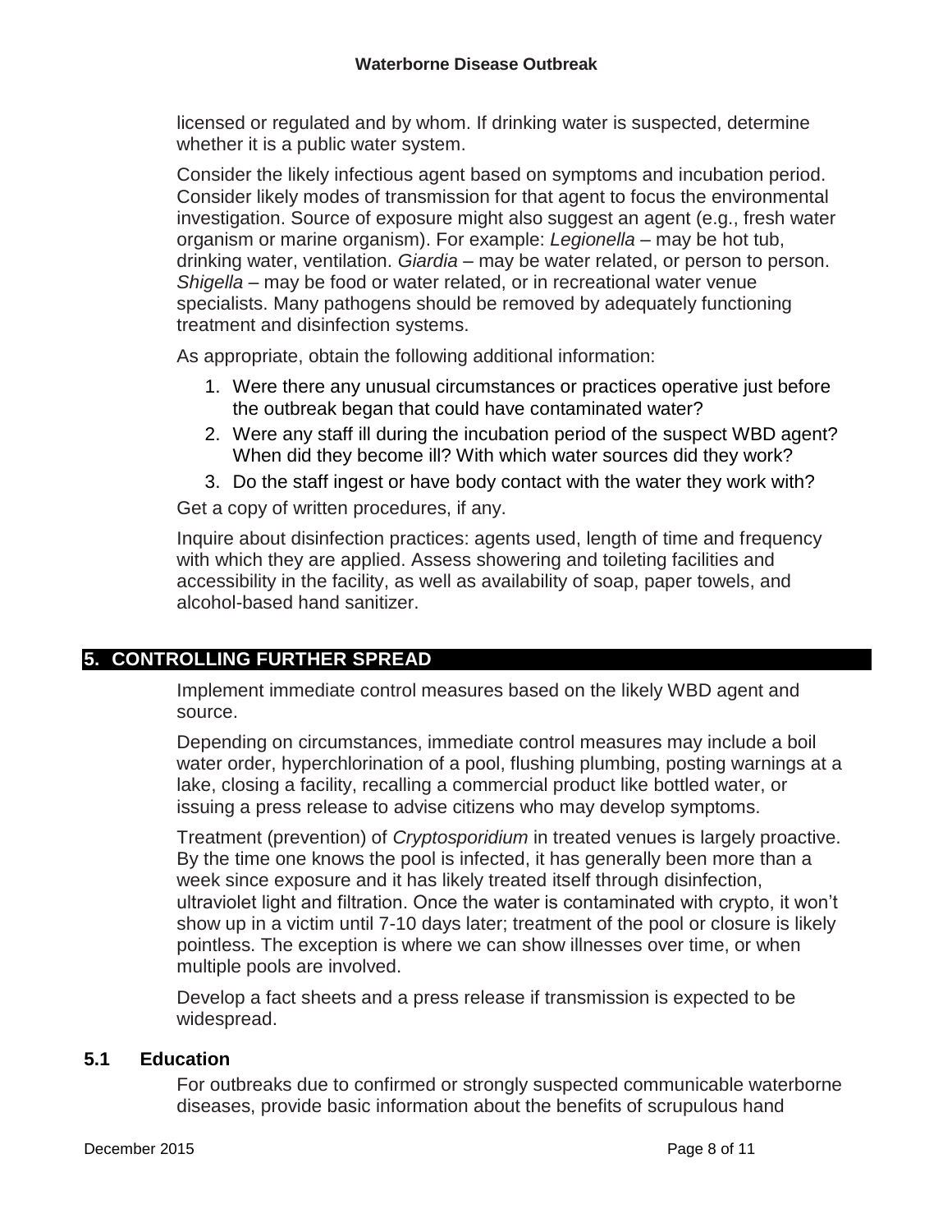licensed or regulated and by whom. If drinking water is suspected, determine whether it is a public water system.

Consider the likely infectious agent based on symptoms and incubation period. Consider likely modes of transmission for that agent to focus the environmental investigation. Source of exposure might also suggest an agent (e.g., fresh water organism or marine organism). For example: *Legionella* – may be hot tub, drinking water, ventilation. *Giardia* – may be water related, or person to person. *Shigella* – may be food or water related, or in recreational water venue specialists. Many pathogens should be removed by adequately functioning treatment and disinfection systems.

As appropriate, obtain the following additional information:

1. Were there any unusual circumstances or practices operative just before the outbreak began that could have contaminated water?
2. Were any staff ill during the incubation period of the suspect WBD agent? When did they become ill? With which water sources did they work?
3. Do the staff ingest or have body contact with the water they work with?

Get a copy of written procedures, if any.

Inquire about disinfection practices: agents used, length of time and frequency with which they are applied. Assess showering and toileting facilities and accessibility in the facility, as well as availability of soap, paper towels, and alcohol-based hand sanitizer.

## 5. CONTROLLING FURTHER SPREAD

Implement immediate control measures based on the likely WBD agent and source.

Depending on circumstances, immediate control measures may include a boil water order, hyperchlorination of a pool, flushing plumbing, posting warnings at a lake, closing a facility, recalling a commercial product like bottled water, or issuing a press release to advise citizens who may develop symptoms.

Treatment (prevention) of *Cryptosporidium* in treated venues is largely proactive. By the time one knows the pool is infected, it has generally been more than a week since exposure and it has likely treated itself through disinfection, ultraviolet light and filtration. Once the water is contaminated with crypto, it won't show up in a victim until 7-10 days later; treatment of the pool or closure is likely pointless. The exception is where we can show illnesses over time, or when multiple pools are involved.

Develop a fact sheets and a press release if transmission is expected to be widespread.

### 5.1 Education

For outbreaks due to confirmed or strongly suspected communicable waterborne diseases, provide basic information about the benefits of scrupulous hand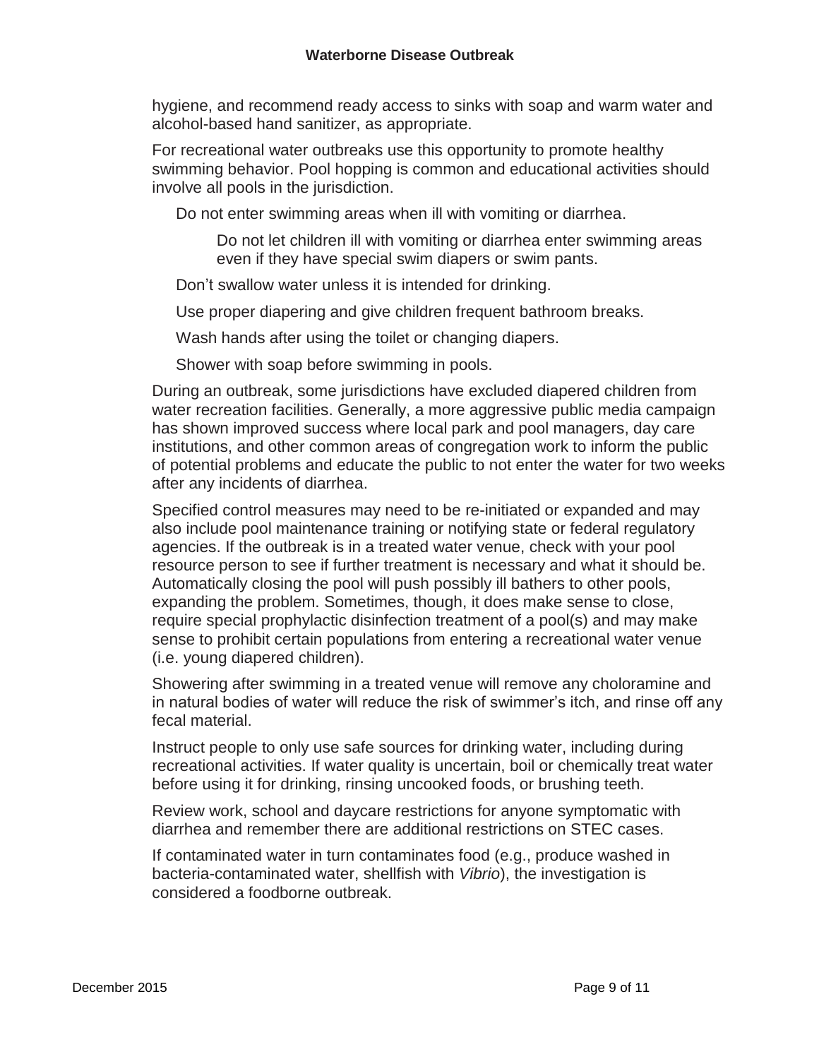hygiene, and recommend ready access to sinks with soap and warm water and alcohol-based hand sanitizer, as appropriate.

For recreational water outbreaks use this opportunity to promote healthy swimming behavior. Pool hopping is common and educational activities should involve all pools in the jurisdiction.

- Do not enter swimming areas when ill with vomiting or diarrhea.
  - Do not let children ill with vomiting or diarrhea enter swimming areas even if they have special swim diapers or swim pants.
- Don't swallow water unless it is intended for drinking.
- Use proper diapering and give children frequent bathroom breaks.
- Wash hands after using the toilet or changing diapers.
- Shower with soap before swimming in pools.

During an outbreak, some jurisdictions have excluded diapered children from water recreation facilities. Generally, a more aggressive public media campaign has shown improved success where local park and pool managers, day care institutions, and other common areas of congregation work to inform the public of potential problems and educate the public to not enter the water for two weeks after any incidents of diarrhea.

Specified control measures may need to be re-initiated or expanded and may also include pool maintenance training or notifying state or federal regulatory agencies. If the outbreak is in a treated water venue, check with your pool resource person to see if further treatment is necessary and what it should be. Automatically closing the pool will push possibly ill bathers to other pools, expanding the problem. Sometimes, though, it does make sense to close, require special prophylactic disinfection treatment of a pool(s) and may make sense to prohibit certain populations from entering a recreational water venue (i.e. young diapered children).

Showering after swimming in a treated venue will remove any choloramine and in natural bodies of water will reduce the risk of swimmer's itch, and rinse off any fecal material.

Instruct people to only use safe sources for drinking water, including during recreational activities. If water quality is uncertain, boil or chemically treat water before using it for drinking, rinsing uncooked foods, or brushing teeth.

Review work, school and daycare restrictions for anyone symptomatic with diarrhea and remember there are additional restrictions on STEC cases.

If contaminated water in turn contaminates food (e.g., produce washed in bacteria-contaminated water, shellfish with *Vibrio*), the investigation is considered a foodborne outbreak.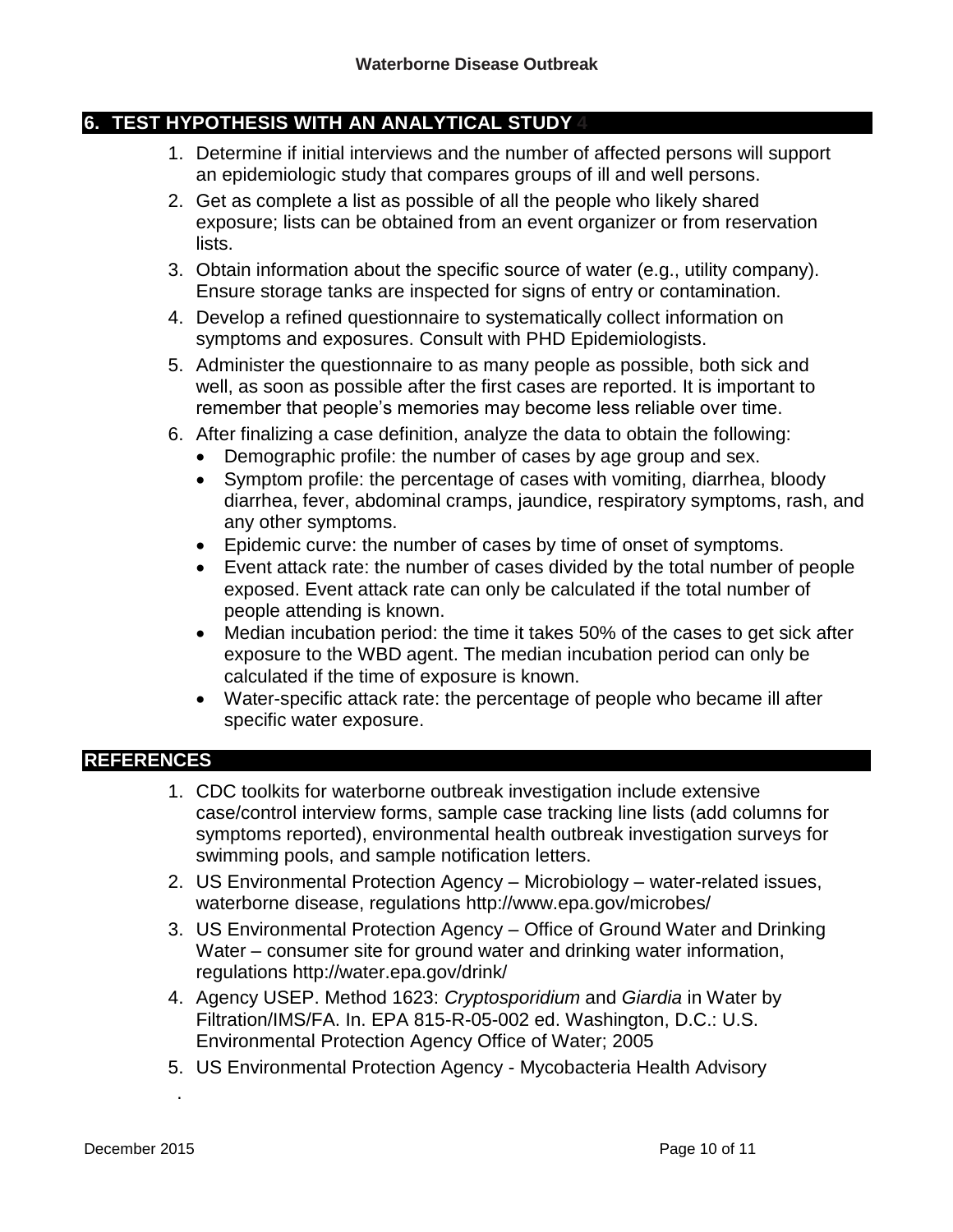## 6. TEST HYPOTHESIS WITH AN ANALYTICAL STUDY 4

1. Determine if initial interviews and the number of affected persons will support an epidemiologic study that compares groups of ill and well persons.
2. Get as complete a list as possible of all the people who likely shared exposure; lists can be obtained from an event organizer or from reservation lists.
3. Obtain information about the specific source of water (e.g., utility company). Ensure storage tanks are inspected for signs of entry or contamination.
4. Develop a refined questionnaire to systematically collect information on symptoms and exposures. Consult with PHD Epidemiologists.
5. Administer the questionnaire to as many people as possible, both sick and well, as soon as possible after the first cases are reported. It is important to remember that people's memories may become less reliable over time.
6. After finalizing a case definition, analyze the data to obtain the following:
   - Demographic profile: the number of cases by age group and sex.
   - Symptom profile: the percentage of cases with vomiting, diarrhea, bloody diarrhea, fever, abdominal cramps, jaundice, respiratory symptoms, rash, and any other symptoms.
   - Epidemic curve: the number of cases by time of onset of symptoms.
   - Event attack rate: the number of cases divided by the total number of people exposed. Event attack rate can only be calculated if the total number of people attending is known.
   - Median incubation period: the time it takes 50% of the cases to get sick after exposure to the WBD agent. The median incubation period can only be calculated if the time of exposure is known.
   - Water-specific attack rate: the percentage of people who became ill after specific water exposure.

## REFERENCES

1. CDC toolkits for waterborne outbreak investigation include extensive case/control interview forms, sample case tracking line lists (add columns for symptoms reported), environmental health outbreak investigation surveys for swimming pools, and sample notification letters.
2. US Environmental Protection Agency – Microbiology – water-related issues, waterborne disease, regulations http://www.epa.gov/microbes/
3. US Environmental Protection Agency – Office of Ground Water and Drinking Water – consumer site for ground water and drinking water information, regulations http://water.epa.gov/drink/
4. Agency USEP. Method 1623: *Cryptosporidium* and *Giardia* in Water by Filtration/IMS/FA. In. EPA 815-R-05-002 ed. Washington, D.C.: U.S. Environmental Protection Agency Office of Water; 2005
5. US Environmental Protection Agency - Mycobacteria Health Advisory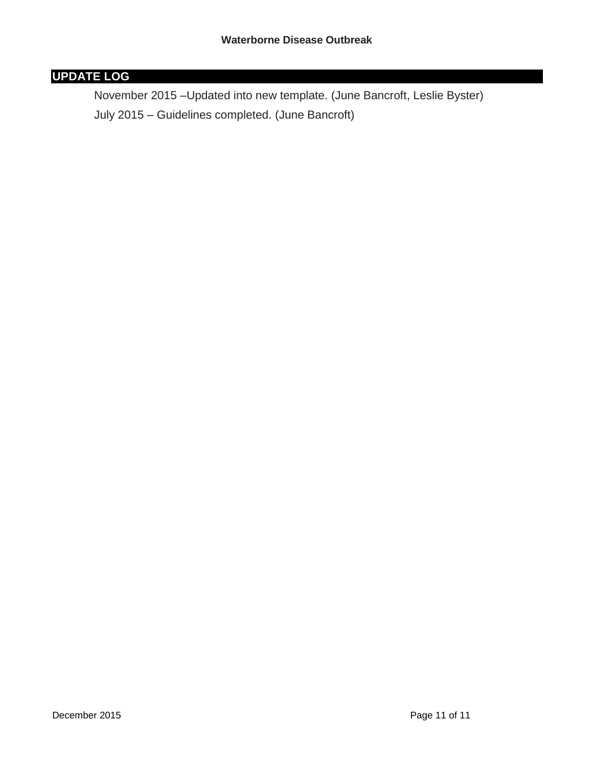## UPDATE LOG

November 2015 –Updated into new template. (June Bancroft, Leslie Byster)

July 2015 – Guidelines completed. (June Bancroft)